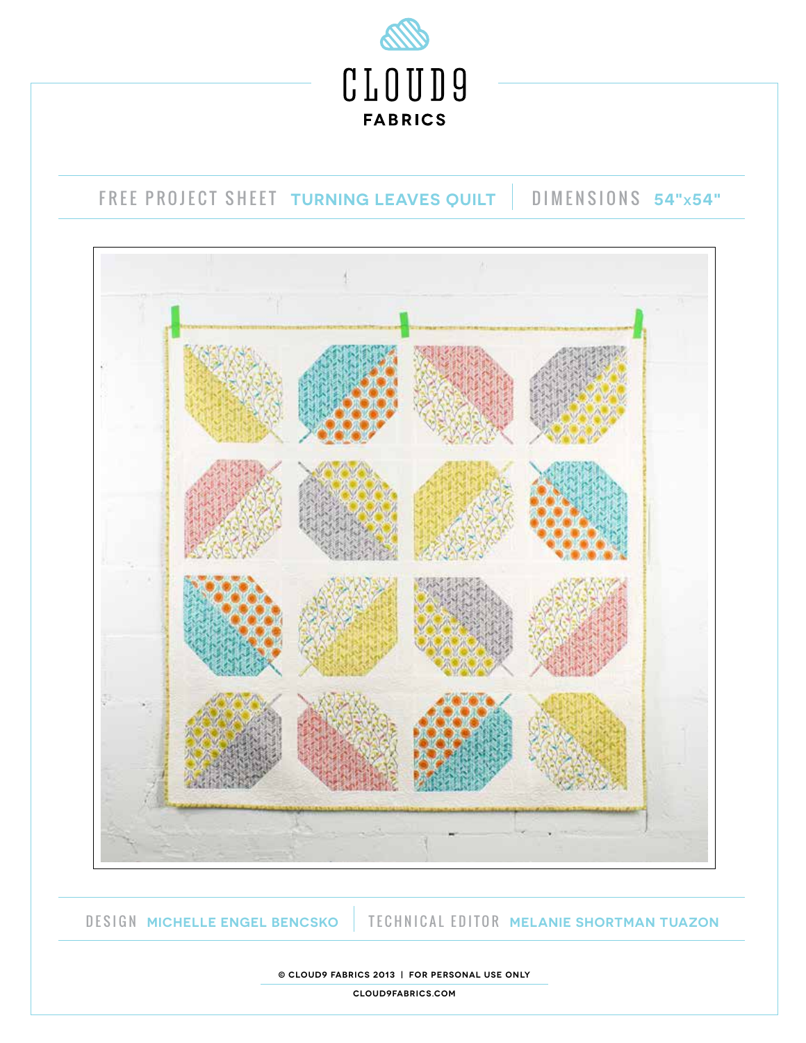# CLOUD9 FABRICS

FREE PROJECT SHEET **TURNING LEAVES QUILT** | DIMENSIONS **54"x54"**

DESIGN **MICHELLE ENGEL BENCSKO** | TECHNICAL EDITOR **MELANIE SHORTMAN TUAZON**

© CLOUD9 FABRICS 2013 | FOR PERSONAL USE ONLY

CLOUD9FABRICS.COM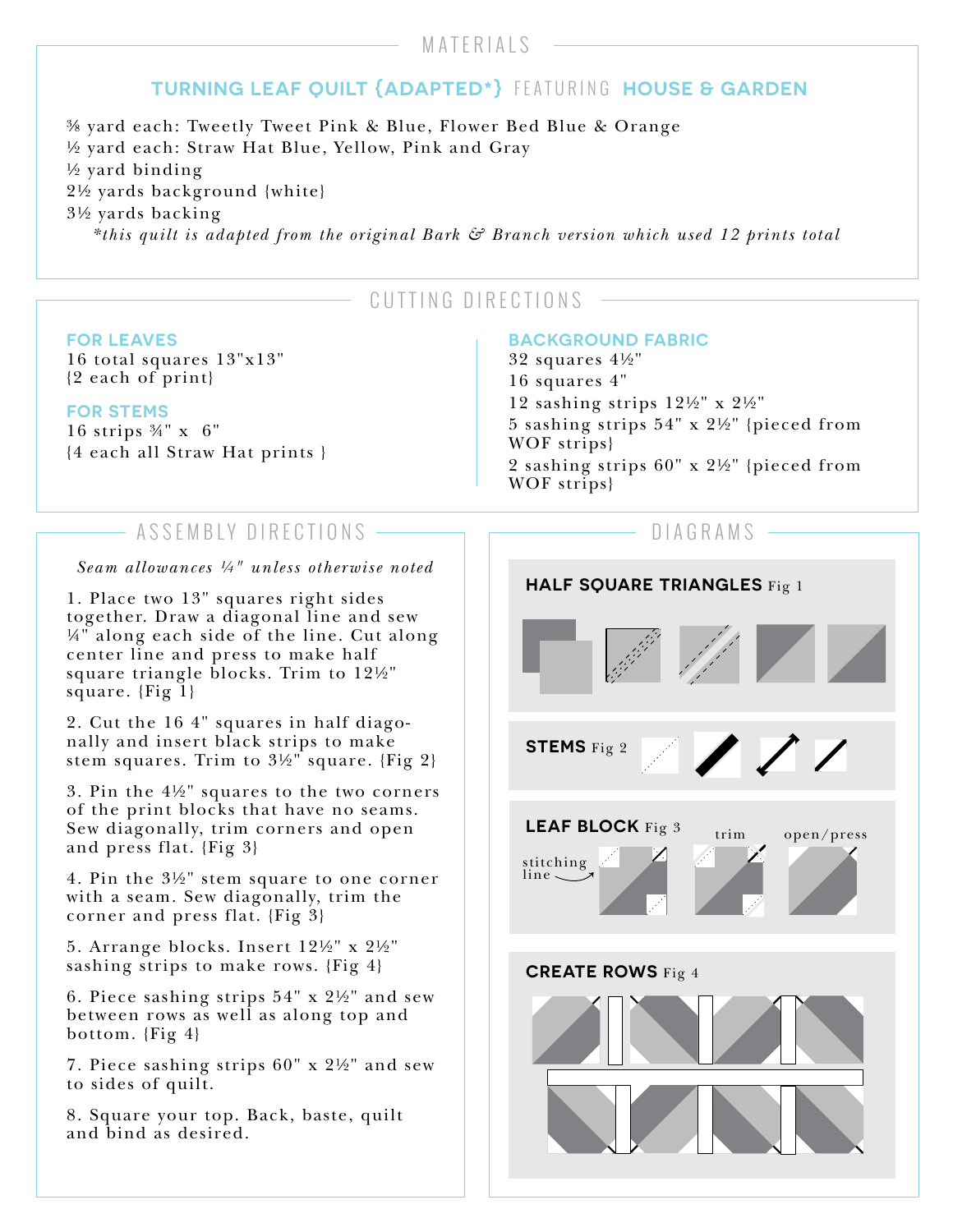## MATERIALS

### TURNING LEAF QUILT {ADAPTED*} FEATURING HOUSE & GARDEN

⅜ yard each: Tweetly Tweet Pink & Blue, Flower Bed Blue & Orange
½ yard each: Straw Hat Blue, Yellow, Pink and Gray
½ yard binding
2½ yards background {white}
3½ yards backing

*\*this quilt is adapted from the original Bark & Branch version which used 12 prints total*

## CUTTING DIRECTIONS

### FOR LEAVES

16 total squares 13"x13"
{2 each of print}

### FOR STEMS

16 strips ¾" x 6"
{4 each all Straw Hat prints }

### BACKGROUND FABRIC

32 squares 4½"
16 squares 4"
12 sashing strips 12½" x 2½"
5 sashing strips 54" x 2½" {pieced from WOF strips}
2 sashing strips 60" x 2½" {pieced from WOF strips}

## ASSEMBLY DIRECTIONS

*Seam allowances ¼" unless otherwise noted*

1. Place two 13" squares right sides together. Draw a diagonal line and sew ¼" along each side of the line. Cut along center line and press to make half square triangle blocks. Trim to 12½" square. {Fig 1}

2. Cut the 16 4" squares in half diagonally and insert black strips to make stem squares. Trim to 3½" square. {Fig 2}

3. Pin the 4½" squares to the two corners of the print blocks that have no seams. Sew diagonally, trim corners and open and press flat. {Fig 3}

4. Pin the 3½" stem square to one corner with a seam. Sew diagonally, trim the corner and press flat. {Fig 3}

5. Arrange blocks. Insert 12½" x 2½" sashing strips to make rows. {Fig 4}

6. Piece sashing strips 54" x 2½" and sew between rows as well as along top and bottom. {Fig 4}

7. Piece sashing strips 60" x 2½" and sew to sides of quilt.

8. Square your top. Back, baste, quilt and bind as desired.

## DIAGRAMS

**HALF SQUARE TRIANGLES** Fig 1

**STEMS** Fig 2

**LEAF BLOCK** Fig 3

stitching line

trim

open/press

**CREATE ROWS** Fig 4